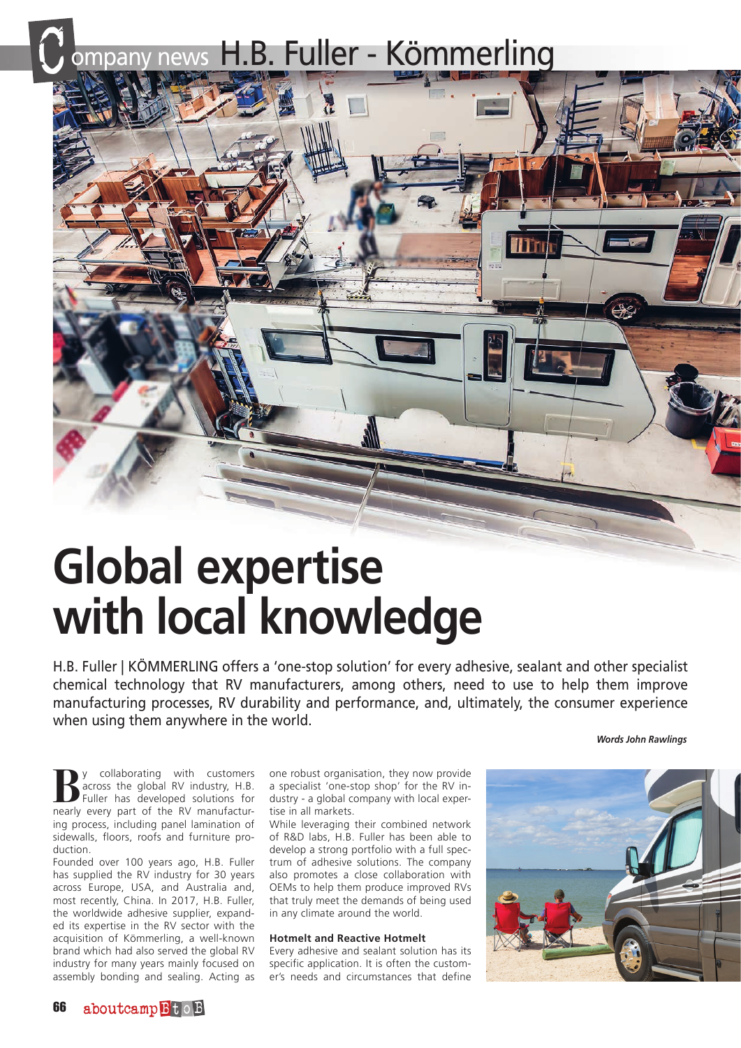Company news H.B. Fuller - Kömmerling

# Global expertise with local knowledge

H.B. Fuller | KÖMMERLING offers a 'one-stop solution' for every adhesive, sealant and other specialist chemical technology that RV manufacturers, among others, need to use to help them improve manufacturing processes, RV durability and performance, and, ultimately, the consumer experience when using them anywhere in the world.

***Words John Rawlings***

By collaborating with customers across the global RV industry, H.B. Fuller has developed solutions for nearly every part of the RV manufacturing process, including panel lamination of sidewalls, floors, roofs and furniture production.

Founded over 100 years ago, H.B. Fuller has supplied the RV industry for 30 years across Europe, USA, and Australia and, most recently, China. In 2017, H.B. Fuller, the worldwide adhesive supplier, expanded its expertise in the RV sector with the acquisition of Kömmerling, a well-known brand which had also served the global RV industry for many years mainly focused on assembly bonding and sealing. Acting as one robust organisation, they now provide a specialist 'one-stop shop' for the RV industry - a global company with local expertise in all markets.

While leveraging their combined network of R&D labs, H.B. Fuller has been able to develop a strong portfolio with a full spectrum of adhesive solutions. The company also promotes a close collaboration with OEMs to help them produce improved RVs that truly meet the demands of being used in any climate around the world.

### Hotmelt and Reactive Hotmelt

Every adhesive and sealant solution has its specific application. It is often the customer's needs and circumstances that define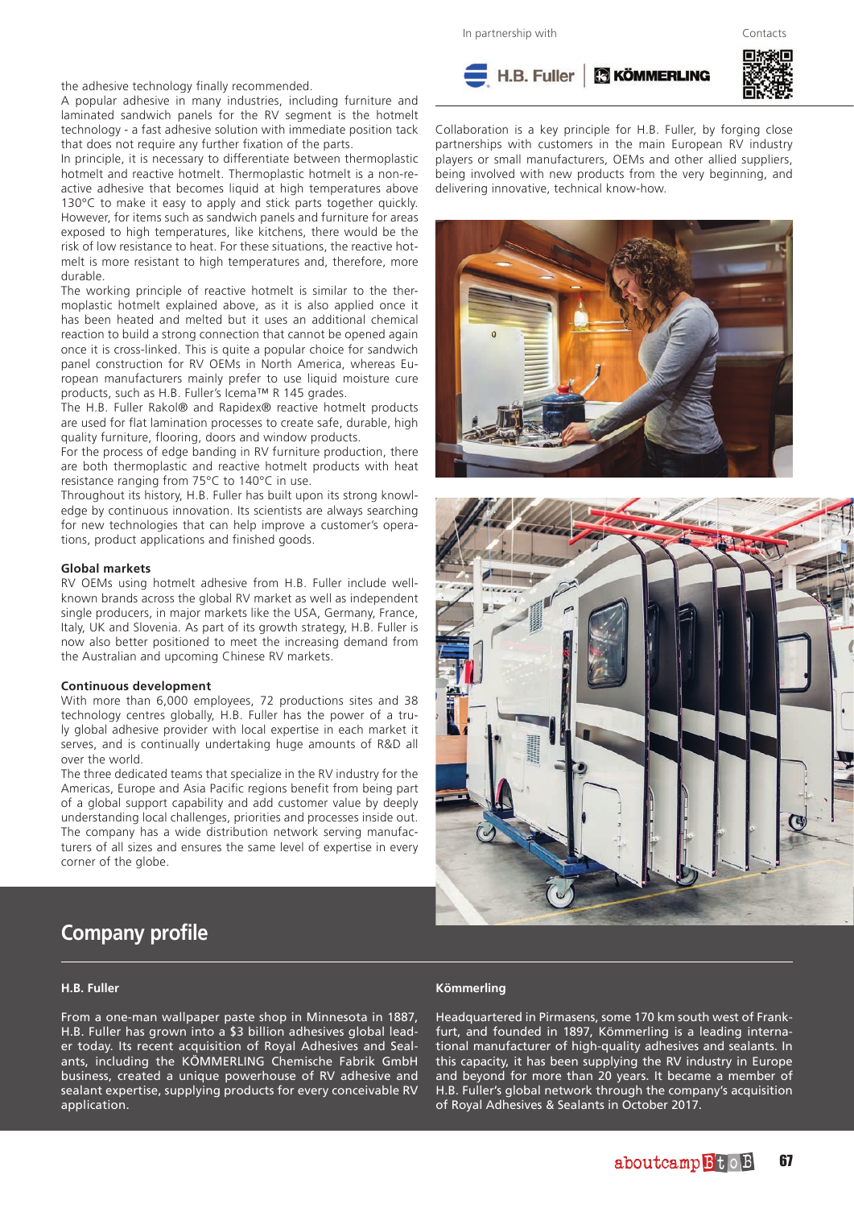In partnership with

Contacts

the adhesive technology finally recommended.

A popular adhesive in many industries, including furniture and laminated sandwich panels for the RV segment is the hotmelt technology - a fast adhesive solution with immediate position tack that does not require any further fixation of the parts.

In principle, it is necessary to differentiate between thermoplastic hotmelt and reactive hotmelt. Thermoplastic hotmelt is a non-reactive adhesive that becomes liquid at high temperatures above 130°C to make it easy to apply and stick parts together quickly. However, for items such as sandwich panels and furniture for areas exposed to high temperatures, like kitchens, there would be the risk of low resistance to heat. For these situations, the reactive hotmelt is more resistant to high temperatures and, therefore, more durable.

The working principle of reactive hotmelt is similar to the thermoplastic hotmelt explained above, as it is also applied once it has been heated and melted but it uses an additional chemical reaction to build a strong connection that cannot be opened again once it is cross-linked. This is quite a popular choice for sandwich panel construction for RV OEMs in North America, whereas European manufacturers mainly prefer to use liquid moisture cure products, such as H.B. Fuller's Icema™ R 145 grades.

The H.B. Fuller Rakol® and Rapidex® reactive hotmelt products are used for flat lamination processes to create safe, durable, high quality furniture, flooring, doors and window products.

For the process of edge banding in RV furniture production, there are both thermoplastic and reactive hotmelt products with heat resistance ranging from 75°C to 140°C in use.

Throughout its history, H.B. Fuller has built upon its strong knowledge by continuous innovation. Its scientists are always searching for new technologies that can help improve a customer's operations, product applications and finished goods.

**Global markets**

RV OEMs using hotmelt adhesive from H.B. Fuller include well-known brands across the global RV market as well as independent single producers, in major markets like the USA, Germany, France, Italy, UK and Slovenia. As part of its growth strategy, H.B. Fuller is now also better positioned to meet the increasing demand from the Australian and upcoming Chinese RV markets.

**Continuous development**

With more than 6,000 employees, 72 productions sites and 38 technology centres globally, H.B. Fuller has the power of a truly global adhesive provider with local expertise in each market it serves, and is continually undertaking huge amounts of R&D all over the world.

The three dedicated teams that specialize in the RV industry for the Americas, Europe and Asia Pacific regions benefit from being part of a global support capability and add customer value by deeply understanding local challenges, priorities and processes inside out. The company has a wide distribution network serving manufacturers of all sizes and ensures the same level of expertise in every corner of the globe.

Collaboration is a key principle for H.B. Fuller, by forging close partnerships with customers in the main European RV industry players or small manufacturers, OEMs and other allied suppliers, being involved with new products from the very beginning, and delivering innovative, technical know-how.

## Company profile

**H.B. Fuller**

From a one-man wallpaper paste shop in Minnesota in 1887, H.B. Fuller has grown into a $3 billion adhesives global leader today. Its recent acquisition of Royal Adhesives and Sealants, including the KÖMMERLING Chemische Fabrik GmbH business, created a unique powerhouse of RV adhesive and sealant expertise, supplying products for every conceivable RV application.

**Kömmerling**

Headquartered in Pirmasens, some 170 km south west of Frankfurt, and founded in 1897, Kömmerling is a leading international manufacturer of high-quality adhesives and sealants. In this capacity, it has been supplying the RV industry in Europe and beyond for more than 20 years. It became a member of H.B. Fuller's global network through the company's acquisition of Royal Adhesives & Sealants in October 2017.